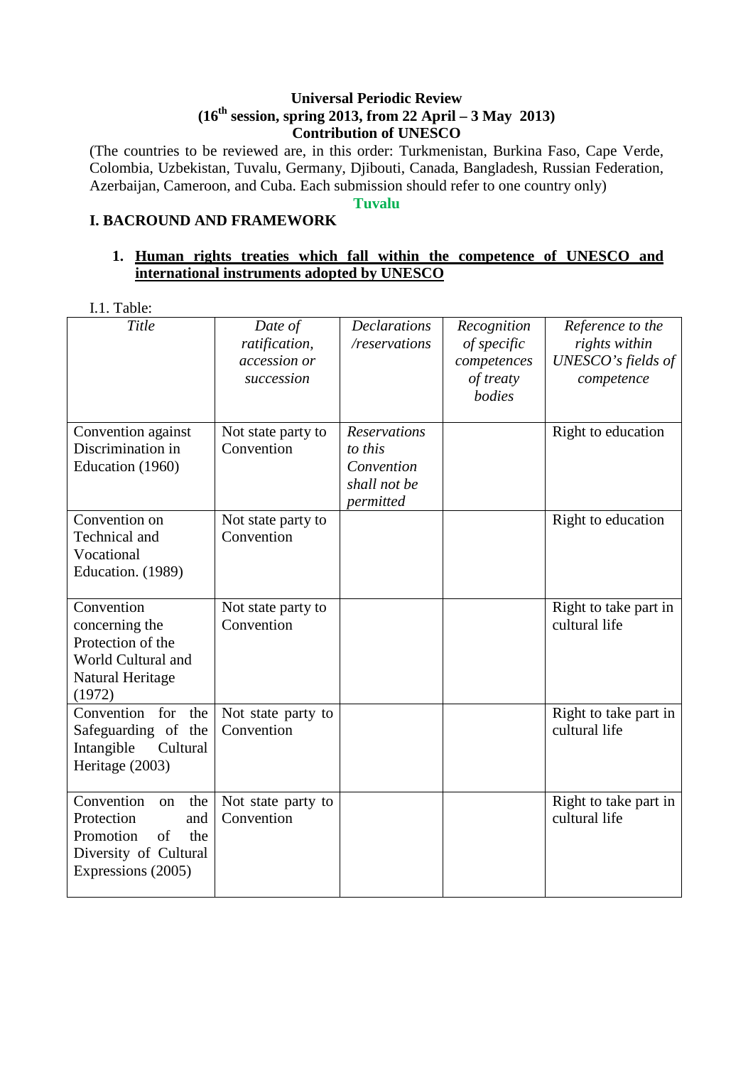**Universal Periodic Review**
**(16th session, spring 2013, from 22 April – 3 May 2013)**
**Contribution of UNESCO**

(The countries to be reviewed are, in this order: Turkmenistan, Burkina Faso, Cape Verde, Colombia, Uzbekistan, Tuvalu, Germany, Djibouti, Canada, Bangladesh, Russian Federation, Azerbaijan, Cameroon, and Cuba. Each submission should refer to one country only)

**Tuvalu**

## I. BACROUND AND FRAMEWORK

### 1. Human rights treaties which fall within the competence of UNESCO and international instruments adopted by UNESCO

I.1. Table:

| *Title* | *Date of ratification, accession or succession* | *Declarations /reservations* | *Recognition of specific competences of treaty bodies* | *Reference to the rights within UNESCO's fields of competence* |
|---|---|---|---|---|
| Convention against Discrimination in Education (1960) | Not state party to Convention | *Reservations to this Convention shall not be permitted* | | Right to education |
| Convention on Technical and Vocational Education. (1989) | Not state party to Convention | | | Right to education |
| Convention concerning the Protection of the World Cultural and Natural Heritage (1972) | Not state party to Convention | | | Right to take part in cultural life |
| Convention for the Safeguarding of the Intangible Cultural Heritage (2003) | Not state party to Convention | | | Right to take part in cultural life |
| Convention on the Protection and Promotion of the Diversity of Cultural Expressions (2005) | Not state party to Convention | | | Right to take part in cultural life |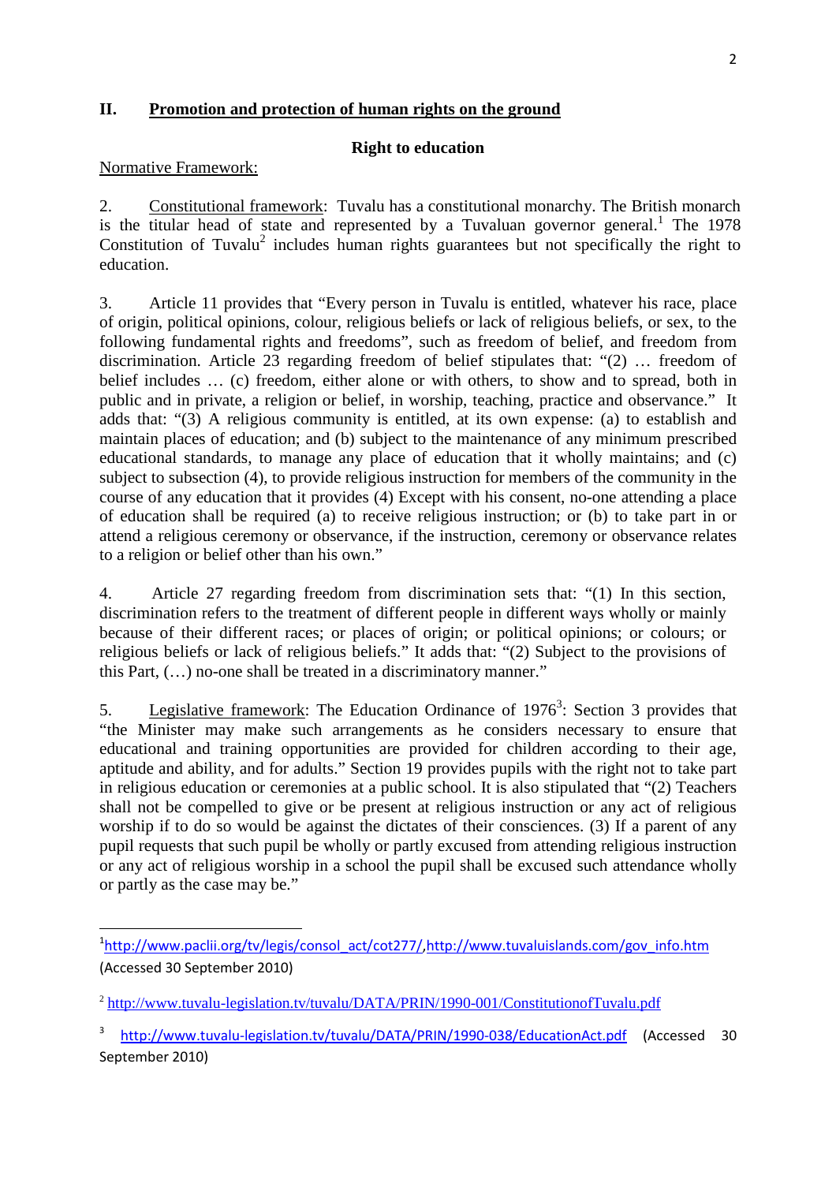## II. Promotion and protection of human rights on the ground

### Right to education

Normative Framework:

2. Constitutional framework: Tuvalu has a constitutional monarchy. The British monarch is the titular head of state and represented by a Tuvaluan governor general.[1] The 1978 Constitution of Tuvalu[2] includes human rights guarantees but not specifically the right to education.

3. Article 11 provides that "Every person in Tuvalu is entitled, whatever his race, place of origin, political opinions, colour, religious beliefs or lack of religious beliefs, or sex, to the following fundamental rights and freedoms", such as freedom of belief, and freedom from discrimination. Article 23 regarding freedom of belief stipulates that: "(2) … freedom of belief includes … (c) freedom, either alone or with others, to show and to spread, both in public and in private, a religion or belief, in worship, teaching, practice and observance." It adds that: "(3) A religious community is entitled, at its own expense: (a) to establish and maintain places of education; and (b) subject to the maintenance of any minimum prescribed educational standards, to manage any place of education that it wholly maintains; and (c) subject to subsection (4), to provide religious instruction for members of the community in the course of any education that it provides (4) Except with his consent, no-one attending a place of education shall be required (a) to receive religious instruction; or (b) to take part in or attend a religious ceremony or observance, if the instruction, ceremony or observance relates to a religion or belief other than his own."

4. Article 27 regarding freedom from discrimination sets that: "(1) In this section, discrimination refers to the treatment of different people in different ways wholly or mainly because of their different races; or places of origin; or political opinions; or colours; or religious beliefs or lack of religious beliefs." It adds that: "(2) Subject to the provisions of this Part, (…) no-one shall be treated in a discriminatory manner."

5. Legislative framework: The Education Ordinance of 1976[3]: Section 3 provides that "the Minister may make such arrangements as he considers necessary to ensure that educational and training opportunities are provided for children according to their age, aptitude and ability, and for adults." Section 19 provides pupils with the right not to take part in religious education or ceremonies at a public school. It is also stipulated that "(2) Teachers shall not be compelled to give or be present at religious instruction or any act of religious worship if to do so would be against the dictates of their consciences. (3) If a parent of any pupil requests that such pupil be wholly or partly excused from attending religious instruction or any act of religious worship in a school the pupil shall be excused such attendance wholly or partly as the case may be."

---

[1] http://www.paclii.org/tv/legis/consol_act/cot277/,http://www.tuvaluislands.com/gov_info.htm (Accessed 30 September 2010)

[2] http://www.tuvalu-legislation.tv/tuvalu/DATA/PRIN/1990-001/ConstitutionofTuvalu.pdf

[3] http://www.tuvalu-legislation.tv/tuvalu/DATA/PRIN/1990-038/EducationAct.pdf (Accessed 30 September 2010)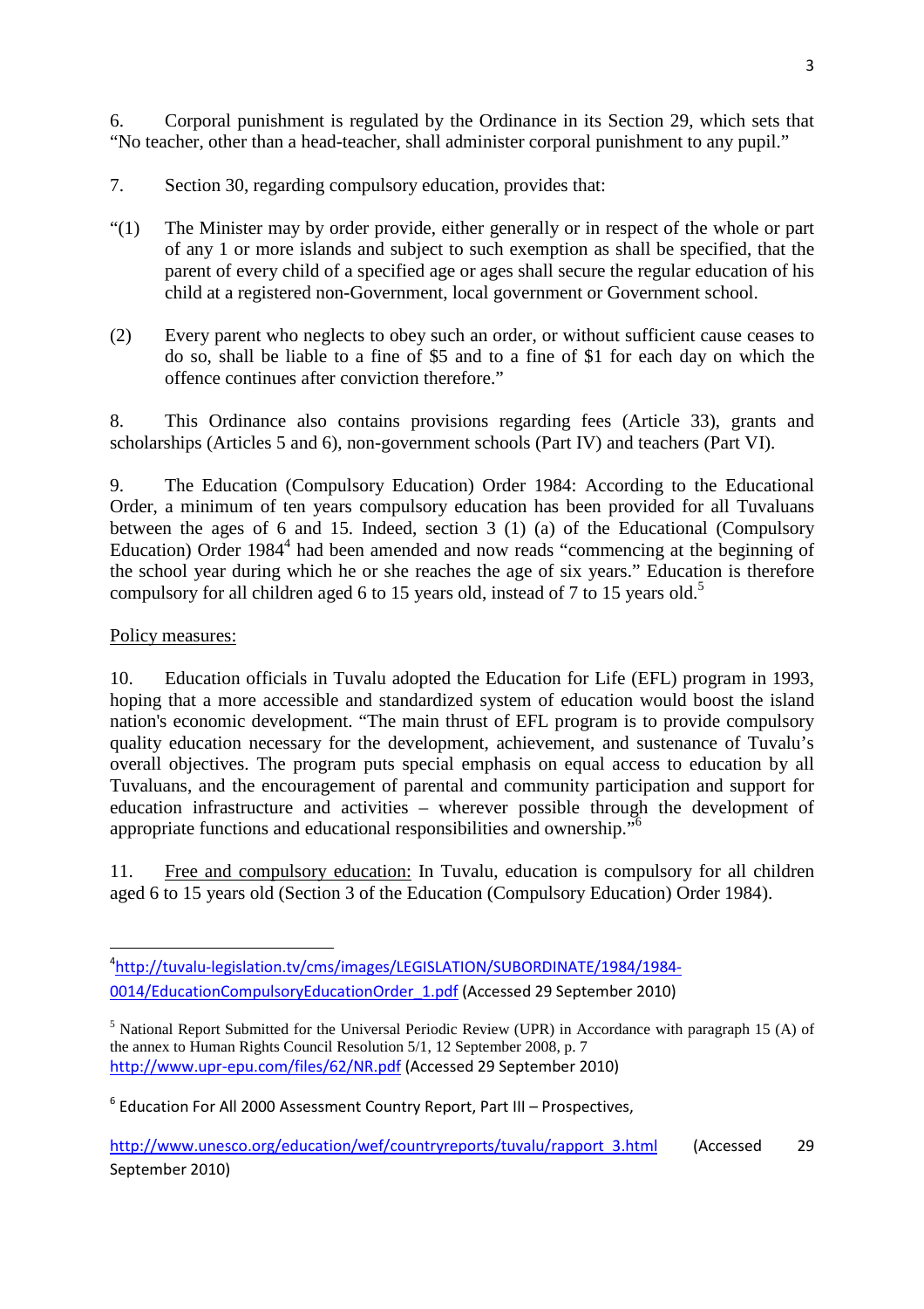6. Corporal punishment is regulated by the Ordinance in its Section 29, which sets that "No teacher, other than a head-teacher, shall administer corporal punishment to any pupil."

7. Section 30, regarding compulsory education, provides that:

"(1) The Minister may by order provide, either generally or in respect of the whole or part of any 1 or more islands and subject to such exemption as shall be specified, that the parent of every child of a specified age or ages shall secure the regular education of his child at a registered non-Government, local government or Government school.

(2) Every parent who neglects to obey such an order, or without sufficient cause ceases to do so, shall be liable to a fine of $5 and to a fine of $1 for each day on which the offence continues after conviction therefore."

8. This Ordinance also contains provisions regarding fees (Article 33), grants and scholarships (Articles 5 and 6), non-government schools (Part IV) and teachers (Part VI).

9. The Education (Compulsory Education) Order 1984: According to the Educational Order, a minimum of ten years compulsory education has been provided for all Tuvaluans between the ages of 6 and 15. Indeed, section 3 (1) (a) of the Educational (Compulsory Education) Order 1984[4] had been amended and now reads "commencing at the beginning of the school year during which he or she reaches the age of six years." Education is therefore compulsory for all children aged 6 to 15 years old, instead of 7 to 15 years old.[5]

Policy measures:

10. Education officials in Tuvalu adopted the Education for Life (EFL) program in 1993, hoping that a more accessible and standardized system of education would boost the island nation's economic development. "The main thrust of EFL program is to provide compulsory quality education necessary for the development, achievement, and sustenance of Tuvalu's overall objectives. The program puts special emphasis on equal access to education by all Tuvaluans, and the encouragement of parental and community participation and support for education infrastructure and activities – wherever possible through the development of appropriate functions and educational responsibilities and ownership."[6]

11. Free and compulsory education: In Tuvalu, education is compulsory for all children aged 6 to 15 years old (Section 3 of the Education (Compulsory Education) Order 1984).

---

[4] http://tuvalu-legislation.tv/cms/images/LEGISLATION/SUBORDINATE/1984/1984-0014/EducationCompulsoryEducationOrder_1.pdf (Accessed 29 September 2010)

[5] National Report Submitted for the Universal Periodic Review (UPR) in Accordance with paragraph 15 (A) of the annex to Human Rights Council Resolution 5/1, 12 September 2008, p. 7 http://www.upr-epu.com/files/62/NR.pdf (Accessed 29 September 2010)

[6] Education For All 2000 Assessment Country Report, Part III – Prospectives, http://www.unesco.org/education/wef/countryreports/tuvalu/rapport_3.html (Accessed 29 September 2010)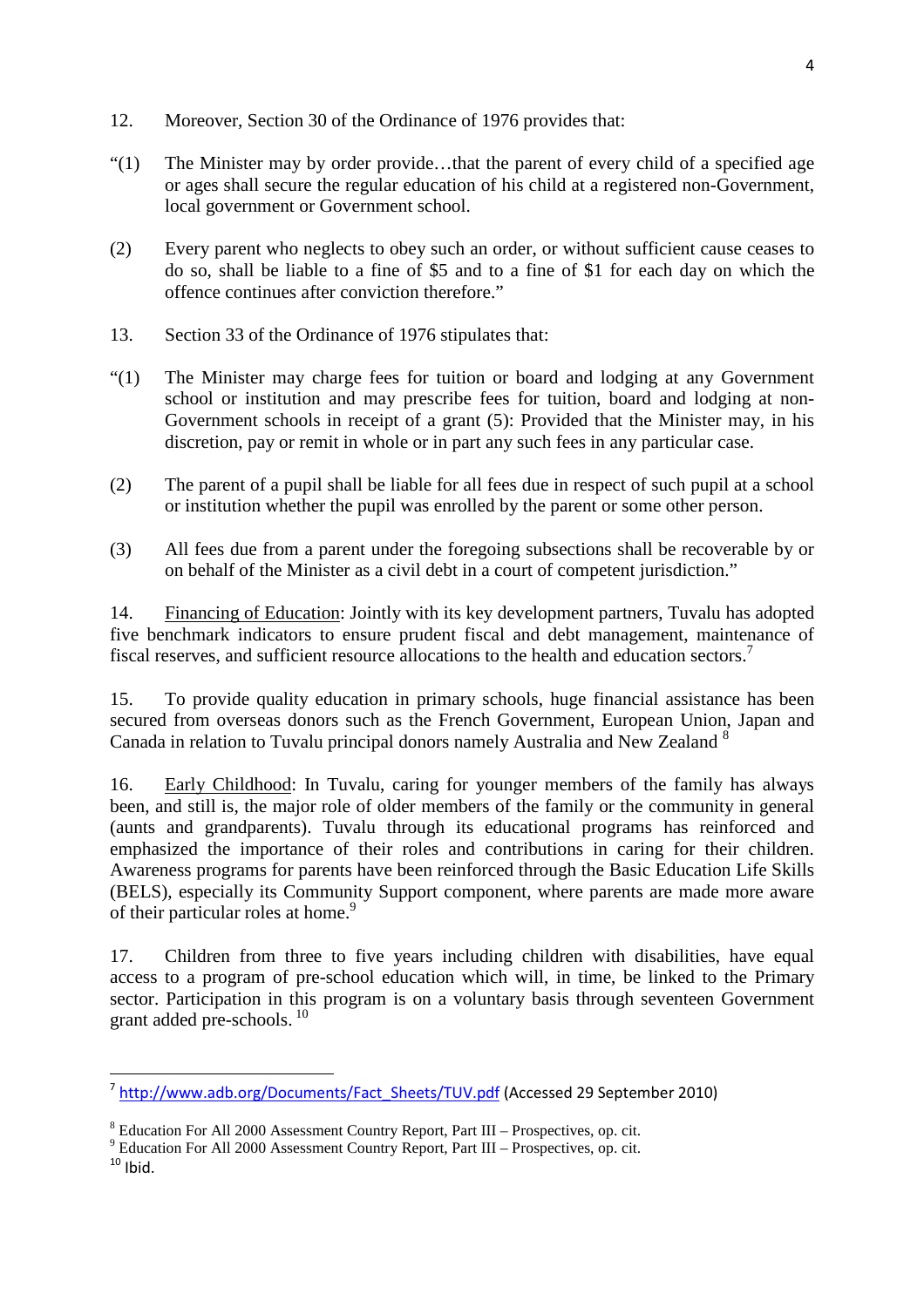12. Moreover, Section 30 of the Ordinance of 1976 provides that:

"(1) The Minister may by order provide…that the parent of every child of a specified age or ages shall secure the regular education of his child at a registered non-Government, local government or Government school.

(2) Every parent who neglects to obey such an order, or without sufficient cause ceases to do so, shall be liable to a fine of $5 and to a fine of $1 for each day on which the offence continues after conviction therefore."

13. Section 33 of the Ordinance of 1976 stipulates that:

"(1) The Minister may charge fees for tuition or board and lodging at any Government school or institution and may prescribe fees for tuition, board and lodging at non-Government schools in receipt of a grant (5): Provided that the Minister may, in his discretion, pay or remit in whole or in part any such fees in any particular case.

(2) The parent of a pupil shall be liable for all fees due in respect of such pupil at a school or institution whether the pupil was enrolled by the parent or some other person.

(3) All fees due from a parent under the foregoing subsections shall be recoverable by or on behalf of the Minister as a civil debt in a court of competent jurisdiction."

14. Financing of Education: Jointly with its key development partners, Tuvalu has adopted five benchmark indicators to ensure prudent fiscal and debt management, maintenance of fiscal reserves, and sufficient resource allocations to the health and education sectors.[7]

15. To provide quality education in primary schools, huge financial assistance has been secured from overseas donors such as the French Government, European Union, Japan and Canada in relation to Tuvalu principal donors namely Australia and New Zealand [8]

16. Early Childhood: In Tuvalu, caring for younger members of the family has always been, and still is, the major role of older members of the family or the community in general (aunts and grandparents). Tuvalu through its educational programs has reinforced and emphasized the importance of their roles and contributions in caring for their children. Awareness programs for parents have been reinforced through the Basic Education Life Skills (BELS), especially its Community Support component, where parents are made more aware of their particular roles at home.[9]

17. Children from three to five years including children with disabilities, have equal access to a program of pre-school education which will, in time, be linked to the Primary sector. Participation in this program is on a voluntary basis through seventeen Government grant added pre-schools. [10]

---

[7] http://www.adb.org/Documents/Fact_Sheets/TUV.pdf (Accessed 29 September 2010)

[8] Education For All 2000 Assessment Country Report, Part III – Prospectives, op. cit.

[9] Education For All 2000 Assessment Country Report, Part III – Prospectives, op. cit.

[10] Ibid.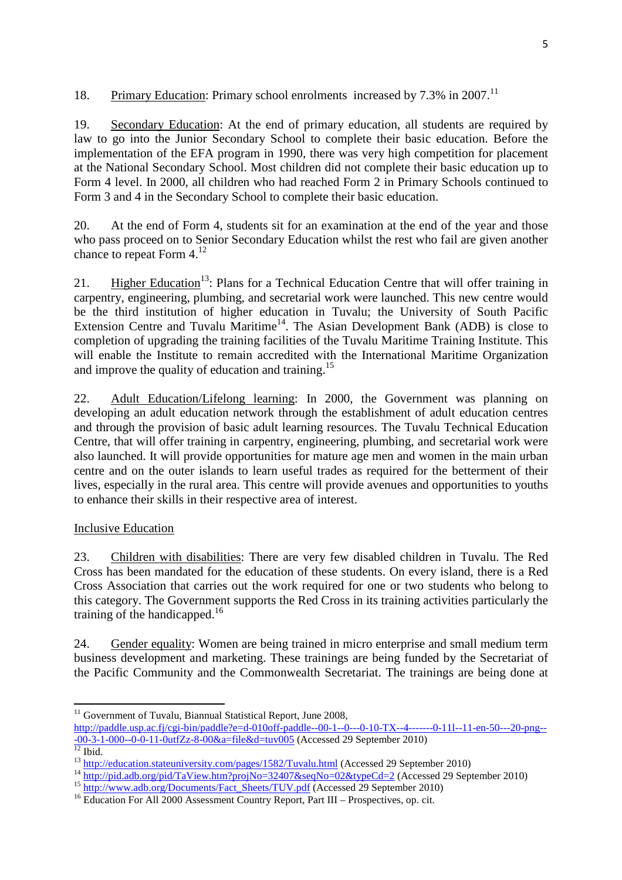18. Primary Education: Primary school enrolments increased by 7.3% in 2007.[11]

19. Secondary Education: At the end of primary education, all students are required by law to go into the Junior Secondary School to complete their basic education. Before the implementation of the EFA program in 1990, there was very high competition for placement at the National Secondary School. Most children did not complete their basic education up to Form 4 level. In 2000, all children who had reached Form 2 in Primary Schools continued to Form 3 and 4 in the Secondary School to complete their basic education.

20. At the end of Form 4, students sit for an examination at the end of the year and those who pass proceed on to Senior Secondary Education whilst the rest who fail are given another chance to repeat Form 4.[12]

21. Higher Education[13]: Plans for a Technical Education Centre that will offer training in carpentry, engineering, plumbing, and secretarial work were launched. This new centre would be the third institution of higher education in Tuvalu; the University of South Pacific Extension Centre and Tuvalu Maritime[14]. The Asian Development Bank (ADB) is close to completion of upgrading the training facilities of the Tuvalu Maritime Training Institute. This will enable the Institute to remain accredited with the International Maritime Organization and improve the quality of education and training.[15]

22. Adult Education/Lifelong learning: In 2000, the Government was planning on developing an adult education network through the establishment of adult education centres and through the provision of basic adult learning resources. The Tuvalu Technical Education Centre, that will offer training in carpentry, engineering, plumbing, and secretarial work were also launched. It will provide opportunities for mature age men and women in the main urban centre and on the outer islands to learn useful trades as required for the betterment of their lives, especially in the rural area. This centre will provide avenues and opportunities to youths to enhance their skills in their respective area of interest.

Inclusive Education

23. Children with disabilities: There are very few disabled children in Tuvalu. The Red Cross has been mandated for the education of these students. On every island, there is a Red Cross Association that carries out the work required for one or two students who belong to this category. The Government supports the Red Cross in its training activities particularly the training of the handicapped.[16]

24. Gender equality: Women are being trained in micro enterprise and small medium term business development and marketing. These trainings are being funded by the Secretariat of the Pacific Community and the Commonwealth Secretariat. The trainings are being done at

---

[11] Government of Tuvalu, Biannual Statistical Report, June 2008, http://paddle.usp.ac.fj/cgi-bin/paddle?e=d-010off-paddle--00-1--0---0-10-TX--4-------0-11l--11-en-50---20-png---00-3-1-000--0-0-11-0utfZz-8-00&a=file&d=tuv005 (Accessed 29 September 2010)

[12] Ibid.

[13] http://education.stateuniversity.com/pages/1582/Tuvalu.html (Accessed 29 September 2010)

[14] http://pid.adb.org/pid/TaView.htm?projNo=32407&seqNo=02&typeCd=2 (Accessed 29 September 2010)

[15] http://www.adb.org/Documents/Fact_Sheets/TUV.pdf (Accessed 29 September 2010)

[16] Education For All 2000 Assessment Country Report, Part III – Prospectives, op. cit.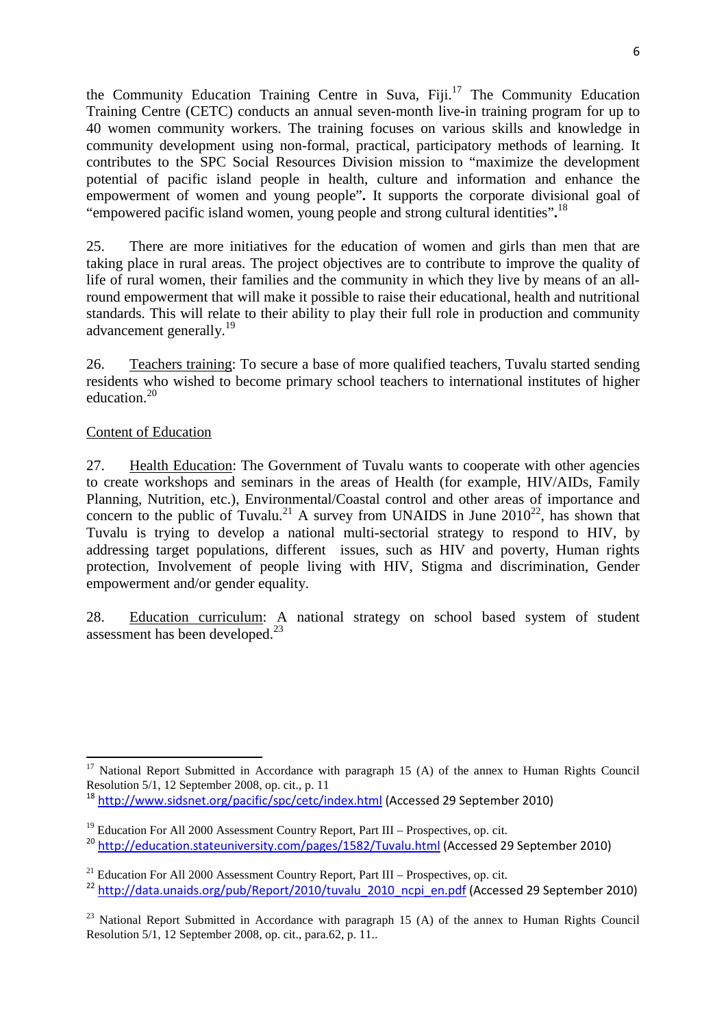the Community Education Training Centre in Suva, Fiji.[17] The Community Education Training Centre (CETC) conducts an annual seven-month live-in training program for up to 40 women community workers. The training focuses on various skills and knowledge in community development using non-formal, practical, participatory methods of learning. It contributes to the SPC Social Resources Division mission to "maximize the development potential of pacific island people in health, culture and information and enhance the empowerment of women and young people"**.** It supports the corporate divisional goal of "empowered pacific island women, young people and strong cultural identities"**.**[18]

25. There are more initiatives for the education of women and girls than men that are taking place in rural areas. The project objectives are to contribute to improve the quality of life of rural women, their families and the community in which they live by means of an all-round empowerment that will make it possible to raise their educational, health and nutritional standards. This will relate to their ability to play their full role in production and community advancement generally.[19]

26. <u>Teachers training</u>: To secure a base of more qualified teachers, Tuvalu started sending residents who wished to become primary school teachers to international institutes of higher education.[20]

<u>Content of Education</u>

27. <u>Health Education</u>: The Government of Tuvalu wants to cooperate with other agencies to create workshops and seminars in the areas of Health (for example, HIV/AIDs, Family Planning, Nutrition, etc.), Environmental/Coastal control and other areas of importance and concern to the public of Tuvalu.[21] A survey from UNAIDS in June 2010[22], has shown that Tuvalu is trying to develop a national multi-sectorial strategy to respond to HIV, by addressing target populations, different issues, such as HIV and poverty, Human rights protection, Involvement of people living with HIV, Stigma and discrimination, Gender empowerment and/or gender equality.

28. <u>Education curriculum</u>: A national strategy on school based system of student assessment has been developed.[23]

---

[17] National Report Submitted in Accordance with paragraph 15 (A) of the annex to Human Rights Council Resolution 5/1, 12 September 2008, op. cit., p. 11

[18] http://www.sidsnet.org/pacific/spc/cetc/index.html (Accessed 29 September 2010)

[19] Education For All 2000 Assessment Country Report, Part III – Prospectives, op. cit.

[20] http://education.stateuniversity.com/pages/1582/Tuvalu.html (Accessed 29 September 2010)

[21] Education For All 2000 Assessment Country Report, Part III – Prospectives, op. cit.

[22] http://data.unaids.org/pub/Report/2010/tuvalu_2010_ncpi_en.pdf (Accessed 29 September 2010)

[23] National Report Submitted in Accordance with paragraph 15 (A) of the annex to Human Rights Council Resolution 5/1, 12 September 2008, op. cit., para.62, p. 11..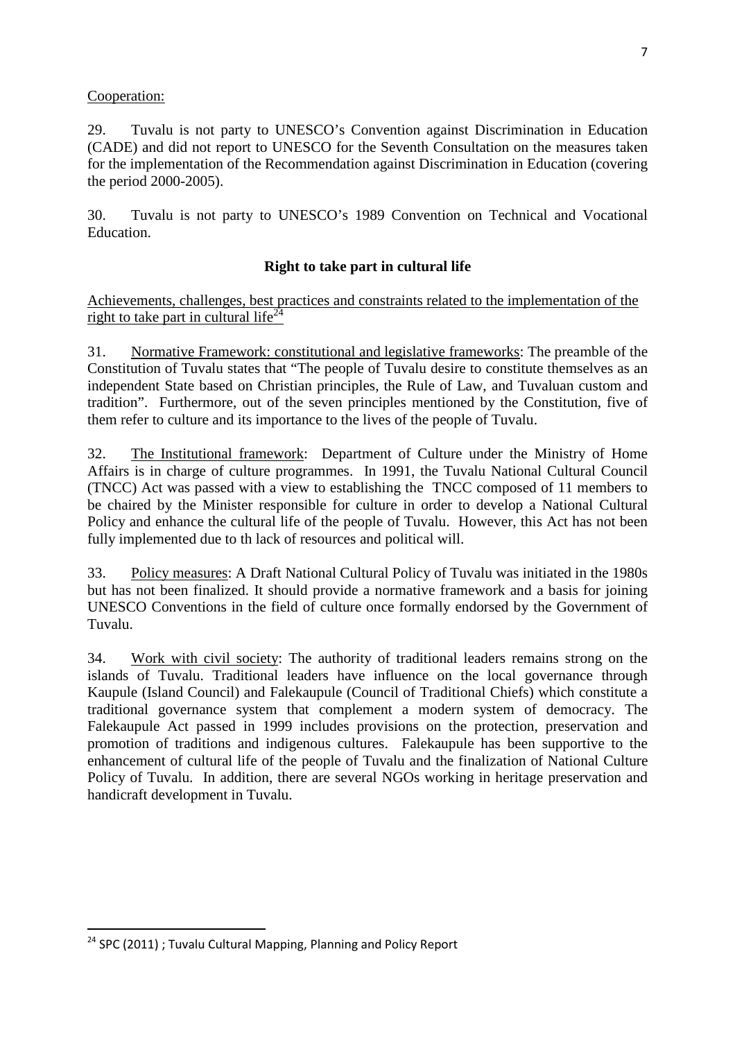Cooperation:

29. Tuvalu is not party to UNESCO's Convention against Discrimination in Education (CADE) and did not report to UNESCO for the Seventh Consultation on the measures taken for the implementation of the Recommendation against Discrimination in Education (covering the period 2000-2005).

30. Tuvalu is not party to UNESCO's 1989 Convention on Technical and Vocational Education.

**Right to take part in cultural life**

Achievements, challenges, best practices and constraints related to the implementation of the right to take part in cultural life[24]

31. Normative Framework: constitutional and legislative frameworks: The preamble of the Constitution of Tuvalu states that "The people of Tuvalu desire to constitute themselves as an independent State based on Christian principles, the Rule of Law, and Tuvaluan custom and tradition". Furthermore, out of the seven principles mentioned by the Constitution, five of them refer to culture and its importance to the lives of the people of Tuvalu.

32. The Institutional framework: Department of Culture under the Ministry of Home Affairs is in charge of culture programmes. In 1991, the Tuvalu National Cultural Council (TNCC) Act was passed with a view to establishing the TNCC composed of 11 members to be chaired by the Minister responsible for culture in order to develop a National Cultural Policy and enhance the cultural life of the people of Tuvalu. However, this Act has not been fully implemented due to th lack of resources and political will.

33. Policy measures: A Draft National Cultural Policy of Tuvalu was initiated in the 1980s but has not been finalized. It should provide a normative framework and a basis for joining UNESCO Conventions in the field of culture once formally endorsed by the Government of Tuvalu.

34. Work with civil society: The authority of traditional leaders remains strong on the islands of Tuvalu. Traditional leaders have influence on the local governance through Kaupule (Island Council) and Falekaupule (Council of Traditional Chiefs) which constitute a traditional governance system that complement a modern system of democracy. The Falekaupule Act passed in 1999 includes provisions on the protection, preservation and promotion of traditions and indigenous cultures. Falekaupule has been supportive to the enhancement of cultural life of the people of Tuvalu and the finalization of National Culture Policy of Tuvalu. In addition, there are several NGOs working in heritage preservation and handicraft development in Tuvalu.

[24] SPC (2011) ; Tuvalu Cultural Mapping, Planning and Policy Report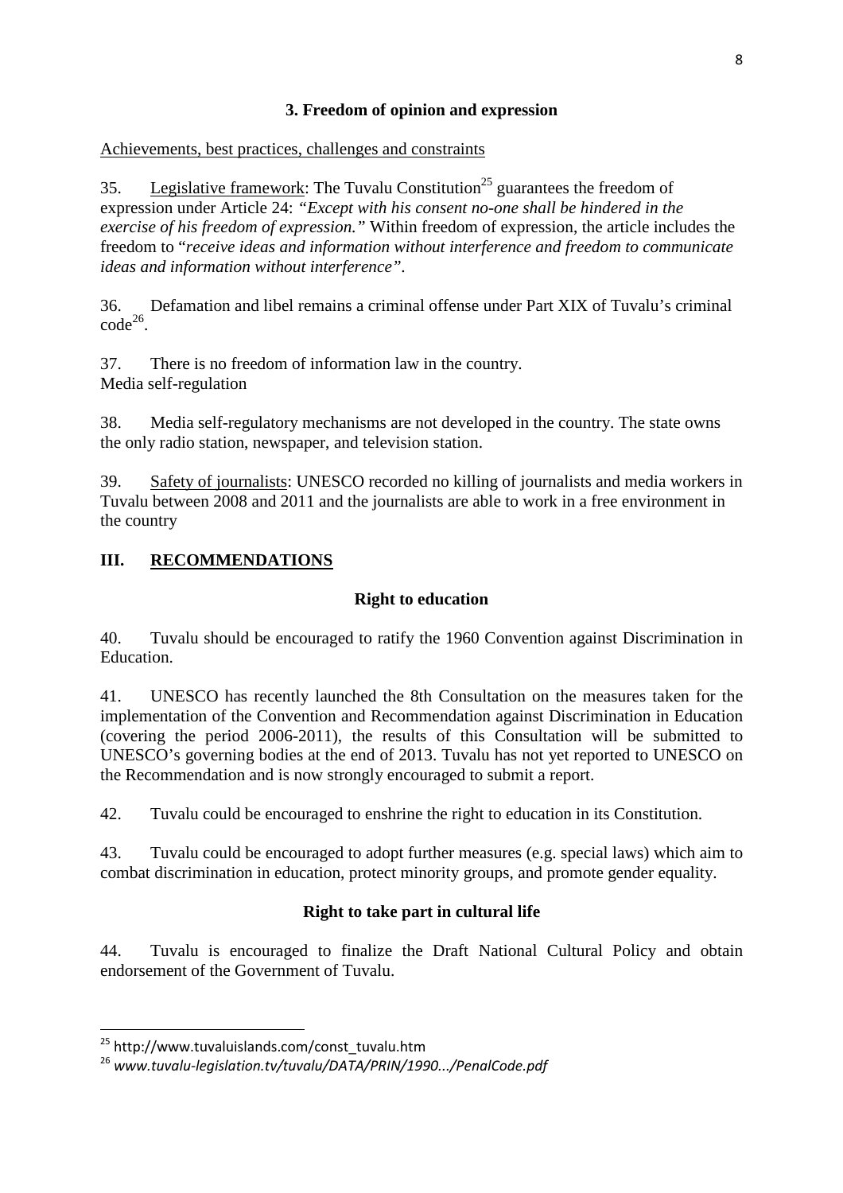### 3. Freedom of opinion and expression

Achievements, best practices, challenges and constraints

35. Legislative framework: The Tuvalu Constitution[25] guarantees the freedom of expression under Article 24: *"Except with his consent no-one shall be hindered in the exercise of his freedom of expression."* Within freedom of expression, the article includes the freedom to "*receive ideas and information without interference and freedom to communicate ideas and information without interference"*.

36. Defamation and libel remains a criminal offense under Part XIX of Tuvalu's criminal code[26].

37. There is no freedom of information law in the country.
Media self-regulation

38. Media self-regulatory mechanisms are not developed in the country. The state owns the only radio station, newspaper, and television station.

39. Safety of journalists: UNESCO recorded no killing of journalists and media workers in Tuvalu between 2008 and 2011 and the journalists are able to work in a free environment in the country

## III. RECOMMENDATIONS

### Right to education

40. Tuvalu should be encouraged to ratify the 1960 Convention against Discrimination in Education.

41. UNESCO has recently launched the 8th Consultation on the measures taken for the implementation of the Convention and Recommendation against Discrimination in Education (covering the period 2006-2011), the results of this Consultation will be submitted to UNESCO's governing bodies at the end of 2013. Tuvalu has not yet reported to UNESCO on the Recommendation and is now strongly encouraged to submit a report.

42. Tuvalu could be encouraged to enshrine the right to education in its Constitution.

43. Tuvalu could be encouraged to adopt further measures (e.g. special laws) which aim to combat discrimination in education, protect minority groups, and promote gender equality.

### Right to take part in cultural life

44. Tuvalu is encouraged to finalize the Draft National Cultural Policy and obtain endorsement of the Government of Tuvalu.

---

[25] http://www.tuvaluislands.com/const_tuvalu.htm

[26] *www.tuvalu-legislation.tv/tuvalu/DATA/PRIN/1990.../PenalCode.pdf*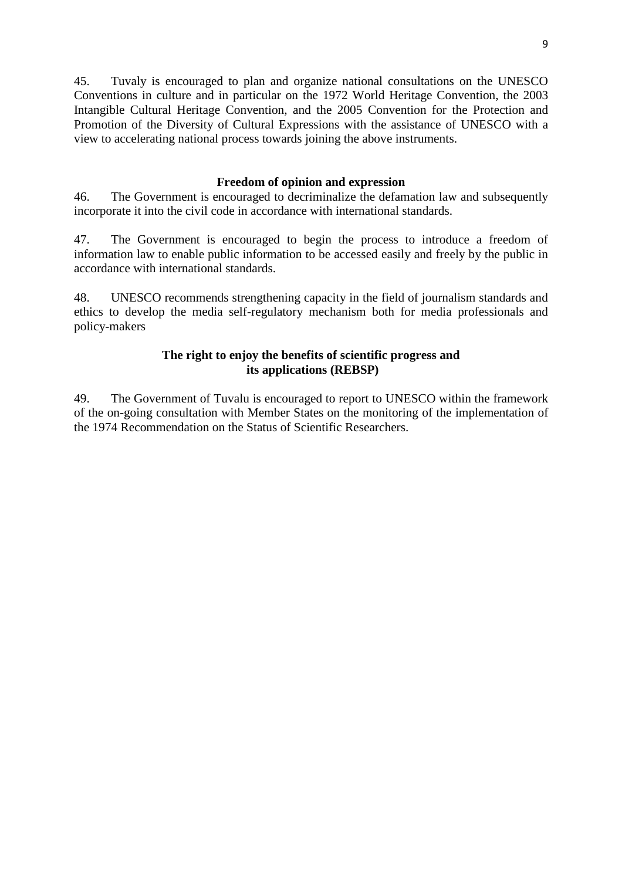45. Tuvaly is encouraged to plan and organize national consultations on the UNESCO Conventions in culture and in particular on the 1972 World Heritage Convention, the 2003 Intangible Cultural Heritage Convention, and the 2005 Convention for the Protection and Promotion of the Diversity of Cultural Expressions with the assistance of UNESCO with a view to accelerating national process towards joining the above instruments.

**Freedom of opinion and expression**

46. The Government is encouraged to decriminalize the defamation law and subsequently incorporate it into the civil code in accordance with international standards.

47. The Government is encouraged to begin the process to introduce a freedom of information law to enable public information to be accessed easily and freely by the public in accordance with international standards.

48. UNESCO recommends strengthening capacity in the field of journalism standards and ethics to develop the media self-regulatory mechanism both for media professionals and policy-makers

**The right to enjoy the benefits of scientific progress and its applications (REBSP)**

49. The Government of Tuvalu is encouraged to report to UNESCO within the framework of the on-going consultation with Member States on the monitoring of the implementation of the 1974 Recommendation on the Status of Scientific Researchers.